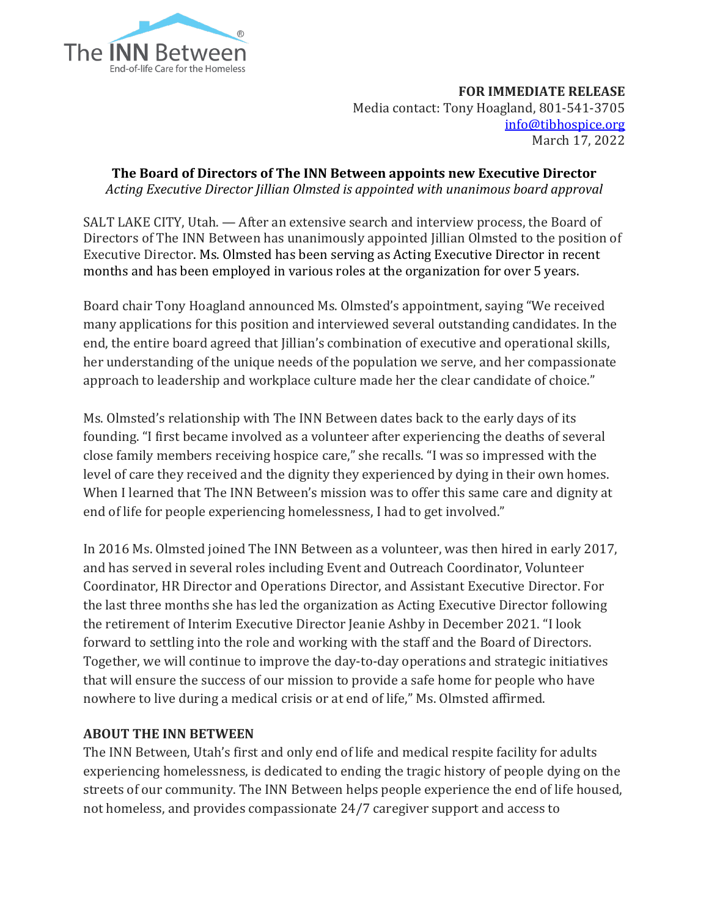The INN Between®
End-of-life Care for the Homeless

**FOR IMMEDIATE RELEASE**
Media contact: Tony Hoagland, 801-541-3705
info@tibhospice.org
March 17, 2022

## The Board of Directors of The INN Between appoints new Executive Director

*Acting Executive Director Jillian Olmsted is appointed with unanimous board approval*

SALT LAKE CITY, Utah. — After an extensive search and interview process, the Board of Directors of The INN Between has unanimously appointed Jillian Olmsted to the position of Executive Director. Ms. Olmsted has been serving as Acting Executive Director in recent months and has been employed in various roles at the organization for over 5 years.

Board chair Tony Hoagland announced Ms. Olmsted's appointment, saying "We received many applications for this position and interviewed several outstanding candidates. In the end, the entire board agreed that Jillian's combination of executive and operational skills, her understanding of the unique needs of the population we serve, and her compassionate approach to leadership and workplace culture made her the clear candidate of choice."

Ms. Olmsted's relationship with The INN Between dates back to the early days of its founding. "I first became involved as a volunteer after experiencing the deaths of several close family members receiving hospice care," she recalls. "I was so impressed with the level of care they received and the dignity they experienced by dying in their own homes. When I learned that The INN Between's mission was to offer this same care and dignity at end of life for people experiencing homelessness, I had to get involved."

In 2016 Ms. Olmsted joined The INN Between as a volunteer, was then hired in early 2017, and has served in several roles including Event and Outreach Coordinator, Volunteer Coordinator, HR Director and Operations Director, and Assistant Executive Director. For the last three months she has led the organization as Acting Executive Director following the retirement of Interim Executive Director Jeanie Ashby in December 2021. "I look forward to settling into the role and working with the staff and the Board of Directors. Together, we will continue to improve the day-to-day operations and strategic initiatives that will ensure the success of our mission to provide a safe home for people who have nowhere to live during a medical crisis or at end of life," Ms. Olmsted affirmed.

**ABOUT THE INN BETWEEN**

The INN Between, Utah's first and only end of life and medical respite facility for adults experiencing homelessness, is dedicated to ending the tragic history of people dying on the streets of our community. The INN Between helps people experience the end of life housed, not homeless, and provides compassionate 24/7 caregiver support and access to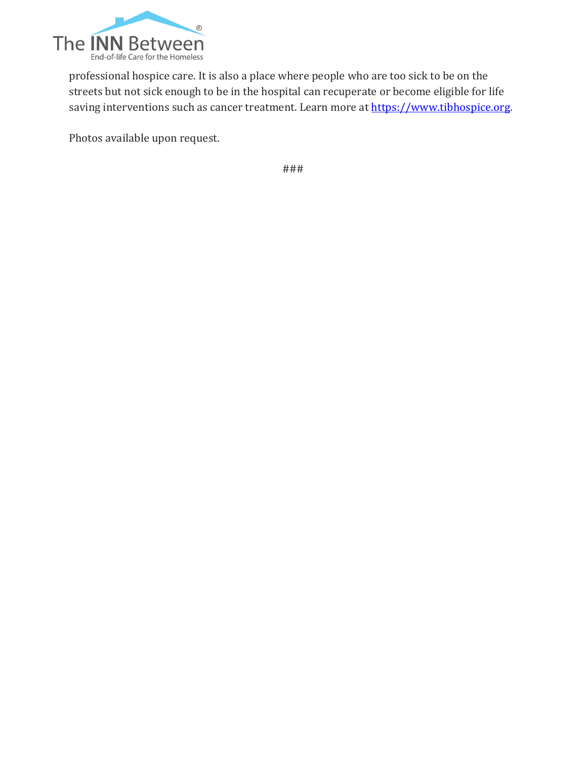professional hospice care. It is also a place where people who are too sick to be on the streets but not sick enough to be in the hospital can recuperate or become eligible for life saving interventions such as cancer treatment. Learn more at [https://www.tibhospice.org](https://www.tibhospice.org).

Photos available upon request.

###